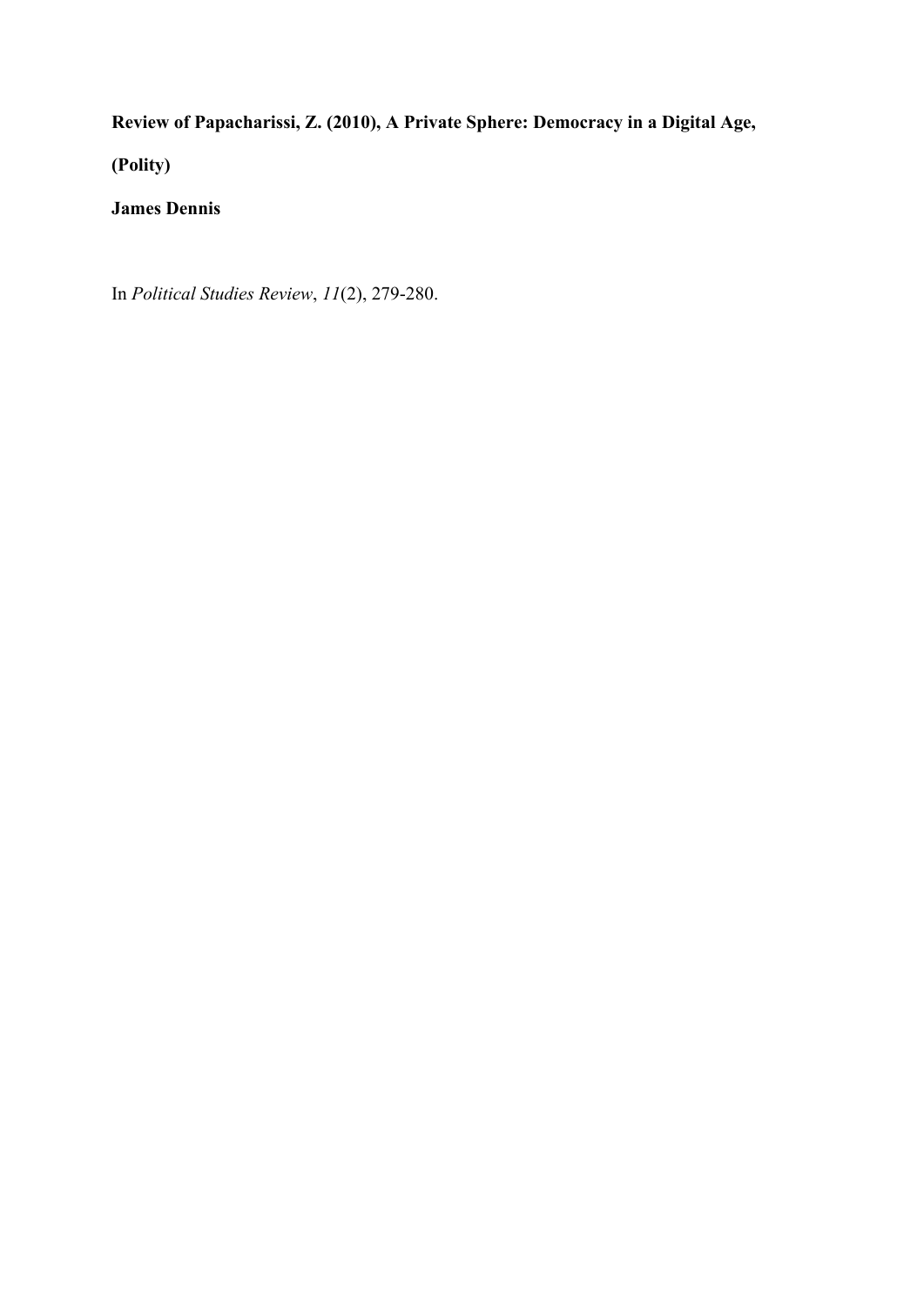**Review of Papacharissi, Z. (2010), A Private Sphere: Democracy in a Digital Age, (Polity)**

**James Dennis**

In *Political Studies Review*, *11*(2), 279-280.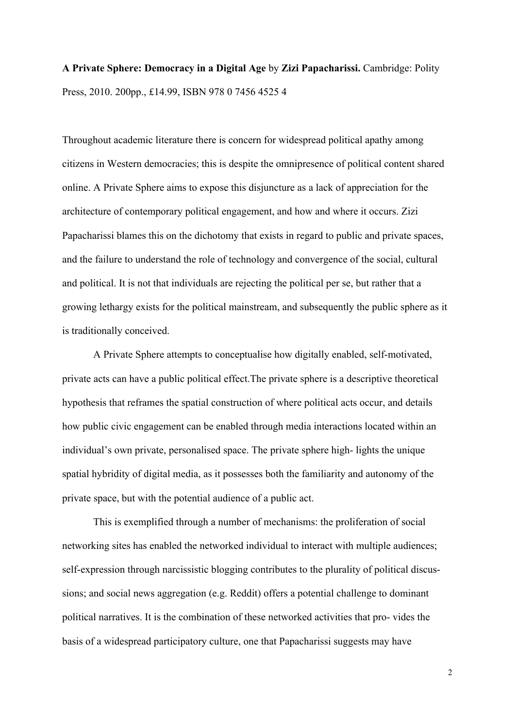**A Private Sphere: Democracy in a Digital Age** by **Zizi Papacharissi.** Cambridge: Polity Press, 2010. 200pp., £14.99, ISBN 978 0 7456 4525 4

Throughout academic literature there is concern for widespread political apathy among citizens in Western democracies; this is despite the omnipresence of political content shared online. A Private Sphere aims to expose this disjuncture as a lack of appreciation for the architecture of contemporary political engagement, and how and where it occurs. Zizi Papacharissi blames this on the dichotomy that exists in regard to public and private spaces, and the failure to understand the role of technology and convergence of the social, cultural and political. It is not that individuals are rejecting the political per se, but rather that a growing lethargy exists for the political mainstream, and subsequently the public sphere as it is traditionally conceived.

A Private Sphere attempts to conceptualise how digitally enabled, self-motivated, private acts can have a public political effect.The private sphere is a descriptive theoretical hypothesis that reframes the spatial construction of where political acts occur, and details how public civic engagement can be enabled through media interactions located within an individual's own private, personalised space. The private sphere high- lights the unique spatial hybridity of digital media, as it possesses both the familiarity and autonomy of the private space, but with the potential audience of a public act.

This is exemplified through a number of mechanisms: the proliferation of social networking sites has enabled the networked individual to interact with multiple audiences; self-expression through narcissistic blogging contributes to the plurality of political discus- sions; and social news aggregation (e.g. Reddit) offers a potential challenge to dominant political narratives. It is the combination of these networked activities that pro- vides the basis of a widespread participatory culture, one that Papacharissi suggests may have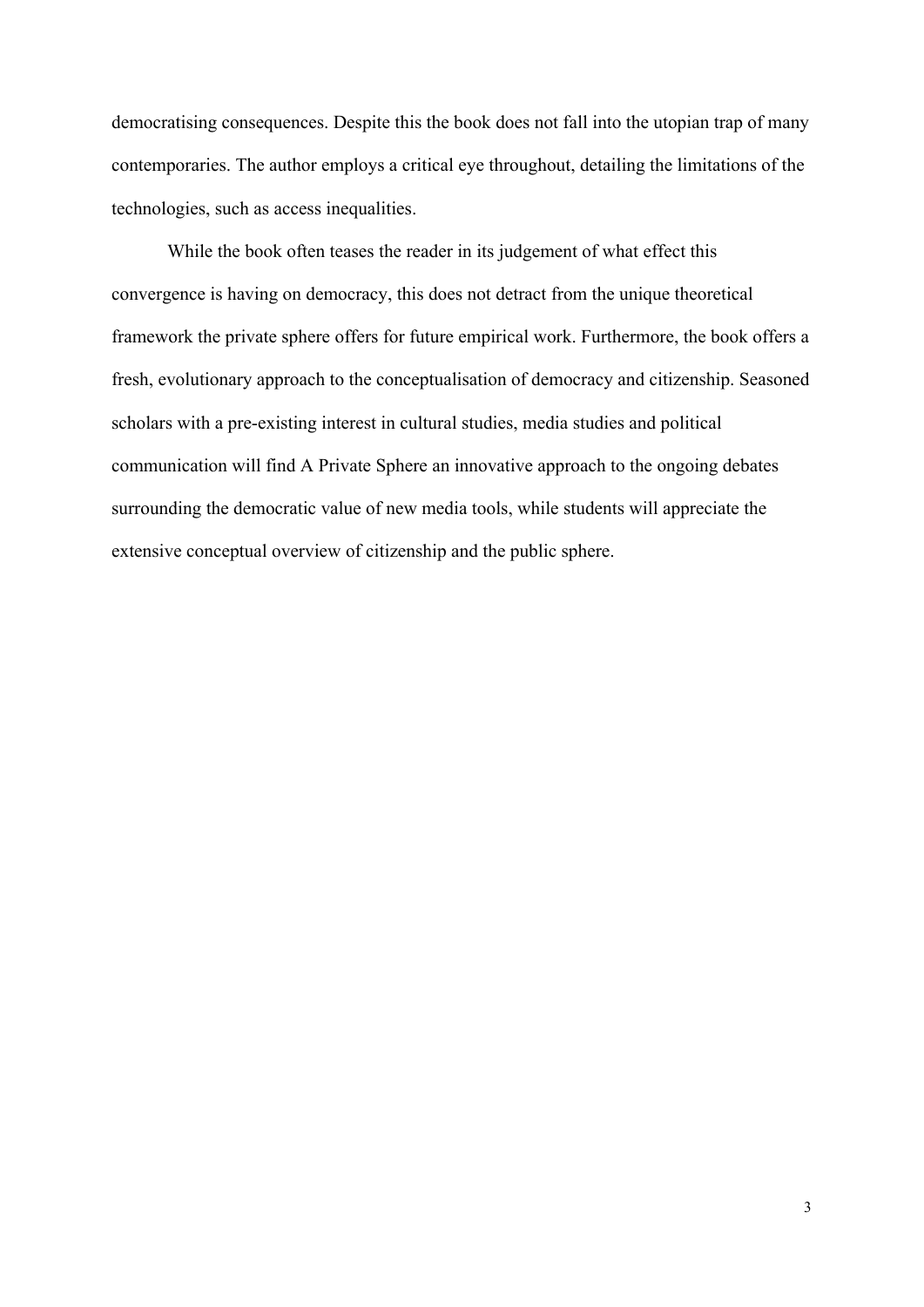democratising consequences. Despite this the book does not fall into the utopian trap of many contemporaries. The author employs a critical eye throughout, detailing the limitations of the technologies, such as access inequalities.

While the book often teases the reader in its judgement of what effect this convergence is having on democracy, this does not detract from the unique theoretical framework the private sphere offers for future empirical work. Furthermore, the book offers a fresh, evolutionary approach to the conceptualisation of democracy and citizenship. Seasoned scholars with a pre-existing interest in cultural studies, media studies and political communication will find A Private Sphere an innovative approach to the ongoing debates surrounding the democratic value of new media tools, while students will appreciate the extensive conceptual overview of citizenship and the public sphere.